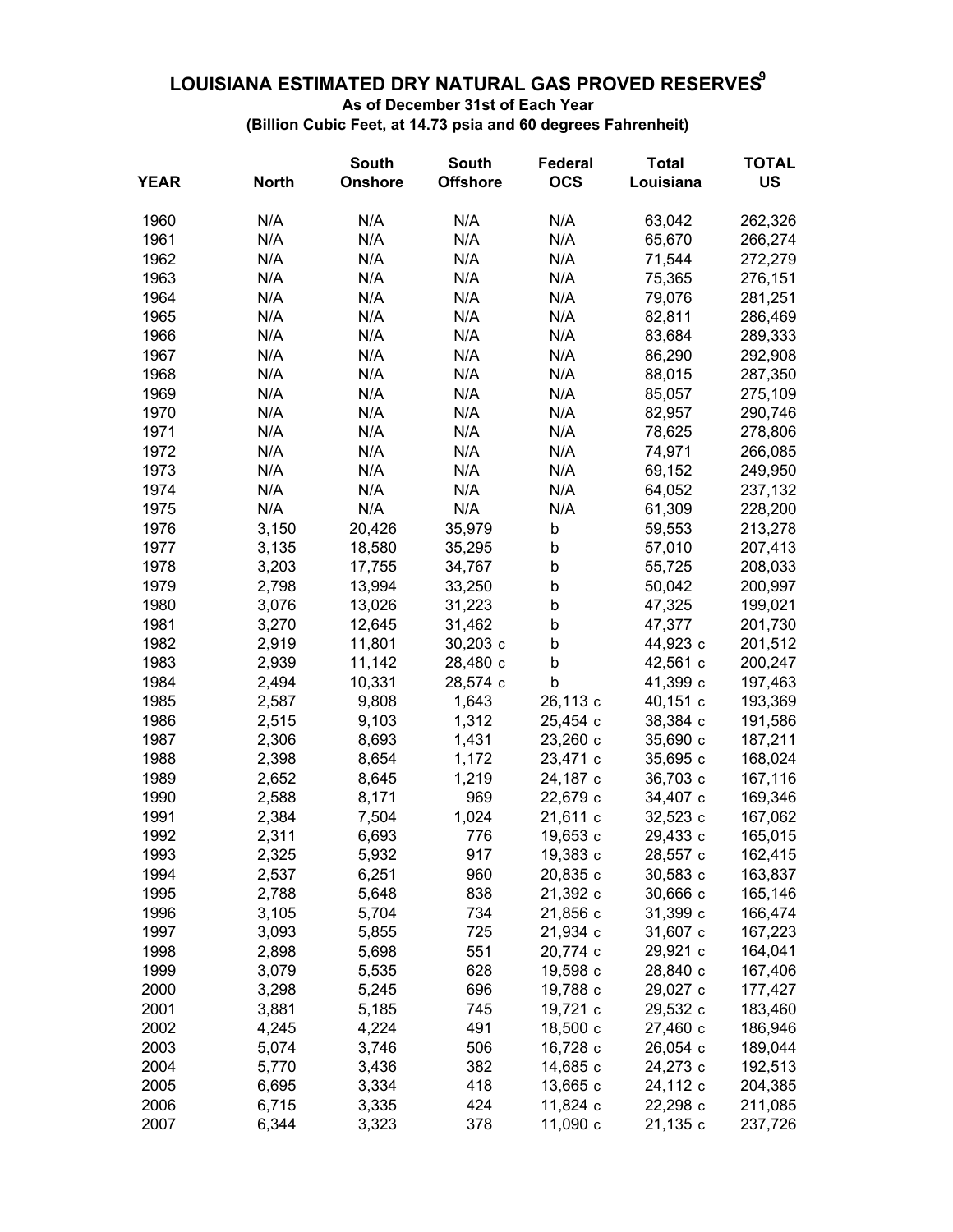## LOUISIANA ESTIMATED DRY NATURAL GAS PROVED RESERVES[9]

**As of December 31st of Each Year**

**(Billion Cubic Feet, at 14.73 psia and 60 degrees Fahrenheit)**

| YEAR | North | South Onshore | South Offshore | Federal OCS | Total Louisiana | TOTAL US |
|---|---|---|---|---|---|---|
| 1960 | N/A | N/A | N/A | N/A | 63,042 | 262,326 |
| 1961 | N/A | N/A | N/A | N/A | 65,670 | 266,274 |
| 1962 | N/A | N/A | N/A | N/A | 71,544 | 272,279 |
| 1963 | N/A | N/A | N/A | N/A | 75,365 | 276,151 |
| 1964 | N/A | N/A | N/A | N/A | 79,076 | 281,251 |
| 1965 | N/A | N/A | N/A | N/A | 82,811 | 286,469 |
| 1966 | N/A | N/A | N/A | N/A | 83,684 | 289,333 |
| 1967 | N/A | N/A | N/A | N/A | 86,290 | 292,908 |
| 1968 | N/A | N/A | N/A | N/A | 88,015 | 287,350 |
| 1969 | N/A | N/A | N/A | N/A | 85,057 | 275,109 |
| 1970 | N/A | N/A | N/A | N/A | 82,957 | 290,746 |
| 1971 | N/A | N/A | N/A | N/A | 78,625 | 278,806 |
| 1972 | N/A | N/A | N/A | N/A | 74,971 | 266,085 |
| 1973 | N/A | N/A | N/A | N/A | 69,152 | 249,950 |
| 1974 | N/A | N/A | N/A | N/A | 64,052 | 237,132 |
| 1975 | N/A | N/A | N/A | N/A | 61,309 | 228,200 |
| 1976 | 3,150 | 20,426 | 35,979 | b | 59,553 | 213,278 |
| 1977 | 3,135 | 18,580 | 35,295 | b | 57,010 | 207,413 |
| 1978 | 3,203 | 17,755 | 34,767 | b | 55,725 | 208,033 |
| 1979 | 2,798 | 13,994 | 33,250 | b | 50,042 | 200,997 |
| 1980 | 3,076 | 13,026 | 31,223 | b | 47,325 | 199,021 |
| 1981 | 3,270 | 12,645 | 31,462 | b | 47,377 | 201,730 |
| 1982 | 2,919 | 11,801 | 30,203 c | b | 44,923 c | 201,512 |
| 1983 | 2,939 | 11,142 | 28,480 c | b | 42,561 c | 200,247 |
| 1984 | 2,494 | 10,331 | 28,574 c | b | 41,399 c | 197,463 |
| 1985 | 2,587 | 9,808 | 1,643 | 26,113 c | 40,151 c | 193,369 |
| 1986 | 2,515 | 9,103 | 1,312 | 25,454 c | 38,384 c | 191,586 |
| 1987 | 2,306 | 8,693 | 1,431 | 23,260 c | 35,690 c | 187,211 |
| 1988 | 2,398 | 8,654 | 1,172 | 23,471 c | 35,695 c | 168,024 |
| 1989 | 2,652 | 8,645 | 1,219 | 24,187 c | 36,703 c | 167,116 |
| 1990 | 2,588 | 8,171 | 969 | 22,679 c | 34,407 c | 169,346 |
| 1991 | 2,384 | 7,504 | 1,024 | 21,611 c | 32,523 c | 167,062 |
| 1992 | 2,311 | 6,693 | 776 | 19,653 c | 29,433 c | 165,015 |
| 1993 | 2,325 | 5,932 | 917 | 19,383 c | 28,557 c | 162,415 |
| 1994 | 2,537 | 6,251 | 960 | 20,835 c | 30,583 c | 163,837 |
| 1995 | 2,788 | 5,648 | 838 | 21,392 c | 30,666 c | 165,146 |
| 1996 | 3,105 | 5,704 | 734 | 21,856 c | 31,399 c | 166,474 |
| 1997 | 3,093 | 5,855 | 725 | 21,934 c | 31,607 c | 167,223 |
| 1998 | 2,898 | 5,698 | 551 | 20,774 c | 29,921 c | 164,041 |
| 1999 | 3,079 | 5,535 | 628 | 19,598 c | 28,840 c | 167,406 |
| 2000 | 3,298 | 5,245 | 696 | 19,788 c | 29,027 c | 177,427 |
| 2001 | 3,881 | 5,185 | 745 | 19,721 c | 29,532 c | 183,460 |
| 2002 | 4,245 | 4,224 | 491 | 18,500 c | 27,460 c | 186,946 |
| 2003 | 5,074 | 3,746 | 506 | 16,728 c | 26,054 c | 189,044 |
| 2004 | 5,770 | 3,436 | 382 | 14,685 c | 24,273 c | 192,513 |
| 2005 | 6,695 | 3,334 | 418 | 13,665 c | 24,112 c | 204,385 |
| 2006 | 6,715 | 3,335 | 424 | 11,824 c | 22,298 c | 211,085 |
| 2007 | 6,344 | 3,323 | 378 | 11,090 c | 21,135 c | 237,726 |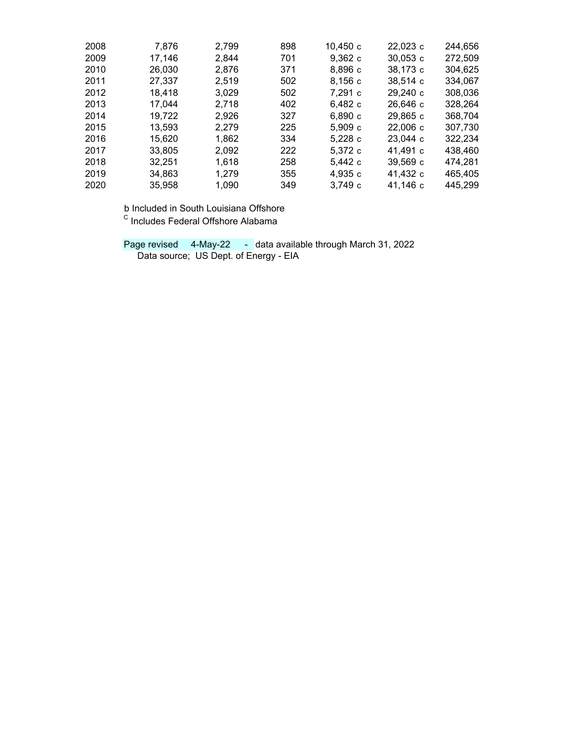| | | | | | | |
|---|---|---|---|---|---|---|
| 2008 | 7,876 | 2,799 | 898 | 10,450 c | 22,023 c | 244,656 |
| 2009 | 17,146 | 2,844 | 701 | 9,362 c | 30,053 c | 272,509 |
| 2010 | 26,030 | 2,876 | 371 | 8,896 c | 38,173 c | 304,625 |
| 2011 | 27,337 | 2,519 | 502 | 8,156 c | 38,514 c | 334,067 |
| 2012 | 18,418 | 3,029 | 502 | 7,291 c | 29,240 c | 308,036 |
| 2013 | 17,044 | 2,718 | 402 | 6,482 c | 26,646 c | 328,264 |
| 2014 | 19,722 | 2,926 | 327 | 6,890 c | 29,865 c | 368,704 |
| 2015 | 13,593 | 2,279 | 225 | 5,909 c | 22,006 c | 307,730 |
| 2016 | 15,620 | 1,862 | 334 | 5,228 c | 23,044 c | 322,234 |
| 2017 | 33,805 | 2,092 | 222 | 5,372 c | 41,491 c | 438,460 |
| 2018 | 32,251 | 1,618 | 258 | 5,442 c | 39,569 c | 474,281 |
| 2019 | 34,863 | 1,279 | 355 | 4,935 c | 41,432 c | 465,405 |
| 2020 | 35,958 | 1,090 | 349 | 3,749 c | 41,146 c | 445,299 |

b Included in South Louisiana Offshore

[c] Includes Federal Offshore Alabama

Page revised 4-May-22 - data available through March 31, 2022

Data source; US Dept. of Energy - EIA